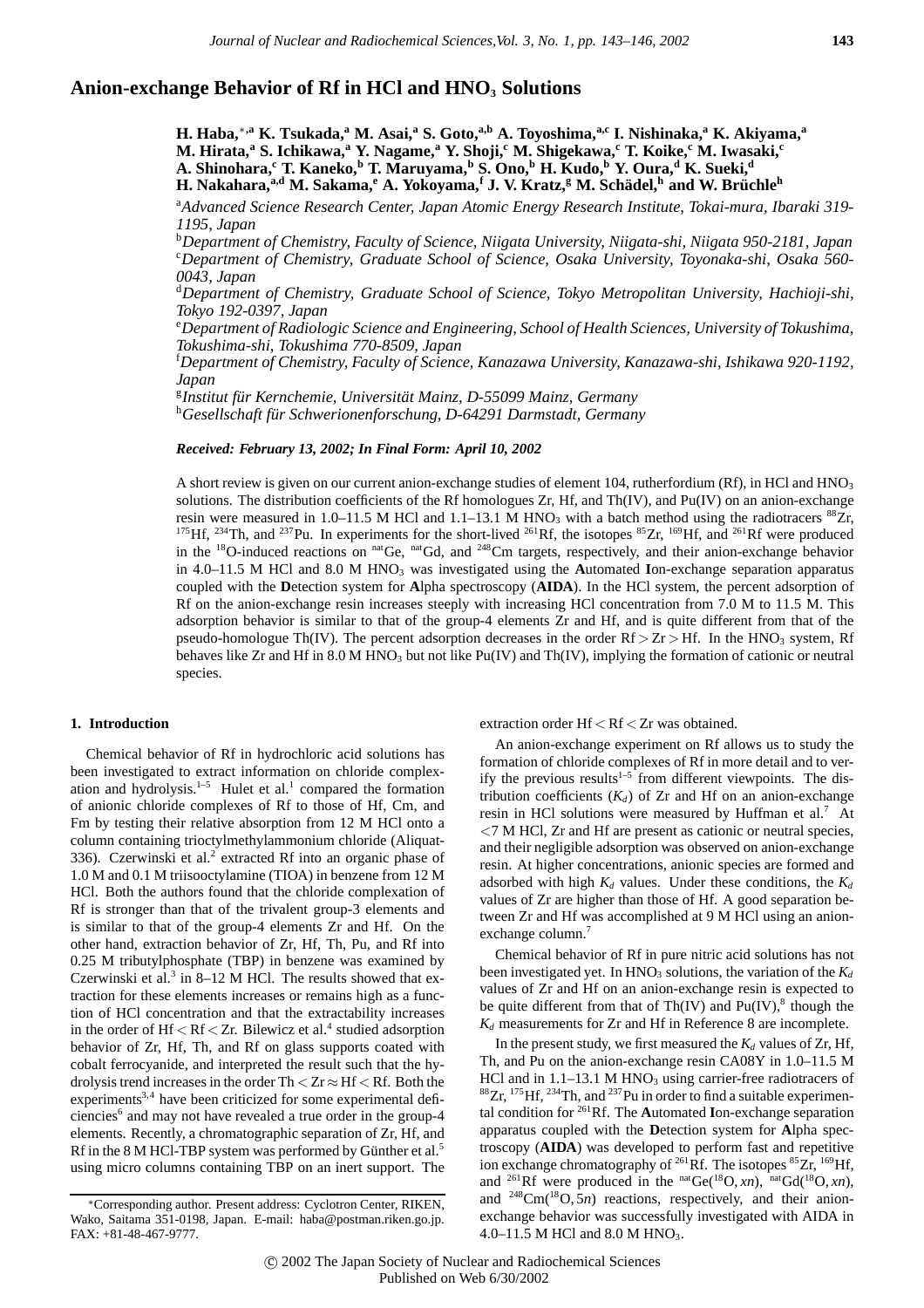# Anion-exchange Behavior of Rf in HCl and $HNO_3$ Solutions

**H. Haba,[*,a] K. Tsukada,[a] M. Asai,[a] S. Goto,[a,b] A. Toyoshima,[a,c] I. Nishinaka,[a] K. Akiyama,[a] M. Hirata,[a] S. Ichikawa,[a] Y. Nagame,[a] Y. Shoji,[c] M. Shigekawa,[c] T. Koike,[c] M. Iwasaki,[c] A. Shinohara,[c] T. Kaneko,[b] T. Maruyama,[b] S. Ono,[b] H. Kudo,[b] Y. Oura,[d] K. Sueki,[d] H. Nakahara,[a,d] M. Sakama,[e] A. Yokoyama,[f] J. V. Kratz,[g] M. Schädel,[h] and W. Brüchle[h]**

[a] *Advanced Science Research Center, Japan Atomic Energy Research Institute, Tokai-mura, Ibaraki 319-1195, Japan*

[b] *Department of Chemistry, Faculty of Science, Niigata University, Niigata-shi, Niigata 950-2181, Japan*

[c] *Department of Chemistry, Graduate School of Science, Osaka University, Toyonaka-shi, Osaka 560-0043, Japan*

[d] *Department of Chemistry, Graduate School of Science, Tokyo Metropolitan University, Hachioji-shi, Tokyo 192-0397, Japan*

[e] *Department of Radiologic Science and Engineering, School of Health Sciences, University of Tokushima, Tokushima-shi, Tokushima 770-8509, Japan*

[f] *Department of Chemistry, Faculty of Science, Kanazawa University, Kanazawa-shi, Ishikawa 920-1192, Japan*

[g] *Institut für Kernchemie, Universität Mainz, D-55099 Mainz, Germany*

[h] *Gesellschaft für Schwerionenforschung, D-64291 Darmstadt, Germany*

***Received: February 13, 2002; In Final Form: April 10, 2002***

A short review is given on our current anion-exchange studies of element 104, rutherfordium (Rf), in HCl and $HNO_3$ solutions. The distribution coefficients of the Rf homologues Zr, Hf, and Th(IV), and Pu(IV) on an anion-exchange resin were measured in 1.0–11.5 M HCl and 1.1–13.1 M $HNO_3$ with a batch method using the radiotracers $^{88}$Zr, $^{175}$Hf, $^{234}$Th, and $^{237}$Pu. In experiments for the short-lived $^{261}$Rf, the isotopes $^{85}$Zr, $^{169}$Hf, and $^{261}$Rf were produced in the $^{18}$O-induced reactions on $^{nat}$Ge, $^{nat}$Gd, and $^{248}$Cm targets, respectively, and their anion-exchange behavior in 4.0–11.5 M HCl and 8.0 M $HNO_3$ was investigated using the **A**utomated **I**on-exchange separation apparatus coupled with the **D**etection system for **A**lpha spectroscopy (**AIDA**). In the HCl system, the percent adsorption of Rf on the anion-exchange resin increases steeply with increasing HCl concentration from 7.0 M to 11.5 M. This adsorption behavior is similar to that of the group-4 elements Zr and Hf, and is quite different from that of the pseudo-homologue Th(IV). The percent adsorption decreases in the order Rf > Zr > Hf. In the $HNO_3$ system, Rf behaves like Zr and Hf in 8.0 M $HNO_3$ but not like Pu(IV) and Th(IV), implying the formation of cationic or neutral species.

## 1. Introduction

Chemical behavior of Rf in hydrochloric acid solutions has been investigated to extract information on chloride complexation and hydrolysis.[1–5] Hulet et al.[1] compared the formation of anionic chloride complexes of Rf to those of Hf, Cm, and Fm by testing their relative absorption from 12 M HCl onto a column containing trioctylmethylammonium chloride (Aliquat-336). Czerwinski et al.[2] extracted Rf into an organic phase of 1.0 M and 0.1 M triisooctylamine (TIOA) in benzene from 12 M HCl. Both the authors found that the chloride complexation of Rf is stronger than that of the trivalent group-3 elements and is similar to that of the group-4 elements Zr and Hf. On the other hand, extraction behavior of Zr, Hf, Th, Pu, and Rf into 0.25 M tributylphosphate (TBP) in benzene was examined by Czerwinski et al.[3] in 8–12 M HCl. The results showed that extraction for these elements increases or remains high as a function of HCl concentration and that the extractability increases in the order of Hf < Rf < Zr. Bilewicz et al.[4] studied adsorption behavior of Zr, Hf, Th, and Rf on glass supports coated with cobalt ferrocyanide, and interpreted the result such that the hydrolysis trend increases in the order Th < Zr ≈ Hf < Rf. Both the experiments[3,4] have been criticized for some experimental deficiencies[6] and may not have revealed a true order in the group-4 elements. Recently, a chromatographic separation of Zr, Hf, and Rf in the 8 M HCl-TBP system was performed by Günther et al.[5] using micro columns containing TBP on an inert support. The extraction order Hf < Rf < Zr was obtained.

An anion-exchange experiment on Rf allows us to study the formation of chloride complexes of Rf in more detail and to verify the previous results[1–5] from different viewpoints. The distribution coefficients ($K_d$) of Zr and Hf on an anion-exchange resin in HCl solutions were measured by Huffman et al.[7] At <7 M HCl, Zr and Hf are present as cationic or neutral species, and their negligible adsorption was observed on anion-exchange resin. At higher concentrations, anionic species are formed and adsorbed with high $K_d$ values. Under these conditions, the $K_d$ values of Zr are higher than those of Hf. A good separation between Zr and Hf was accomplished at 9 M HCl using an anion-exchange column.[7]

Chemical behavior of Rf in pure nitric acid solutions has not been investigated yet. In $HNO_3$ solutions, the variation of the $K_d$ values of Zr and Hf on an anion-exchange resin is expected to be quite different from that of Th(IV) and Pu(IV),[8] though the $K_d$ measurements for Zr and Hf in Reference 8 are incomplete.

In the present study, we first measured the $K_d$ values of Zr, Hf, Th, and Pu on the anion-exchange resin CA08Y in 1.0–11.5 M HCl and in 1.1–13.1 M $HNO_3$ using carrier-free radiotracers of $^{88}$Zr, $^{175}$Hf, $^{234}$Th, and $^{237}$Pu in order to find a suitable experimental condition for $^{261}$Rf. The **A**utomated **I**on-exchange separation apparatus coupled with the **D**etection system for **Al**pha spectroscopy (**AIDA**) was developed to perform fast and repetitive ion exchange chromatography of $^{261}$Rf. The isotopes $^{85}$Zr, $^{169}$Hf, and $^{261}$Rf were produced in the $^{nat}$Ge($^{18}$O, $xn$), $^{nat}$Gd($^{18}$O, $xn$), and $^{248}$Cm($^{18}$O, 5$n$) reactions, respectively, and their anion-exchange behavior was successfully investigated with AIDA in 4.0–11.5 M HCl and 8.0 M $HNO_3$.

*Corresponding author. Present address: Cyclotron Center, RIKEN, Wako, Saitama 351-0198, Japan. E-mail: haba@postman.riken.go.jp. FAX: +81-48-467-9777.

© 2002 The Japan Society of Nuclear and Radiochemical Sciences
Published on Web 6/30/2002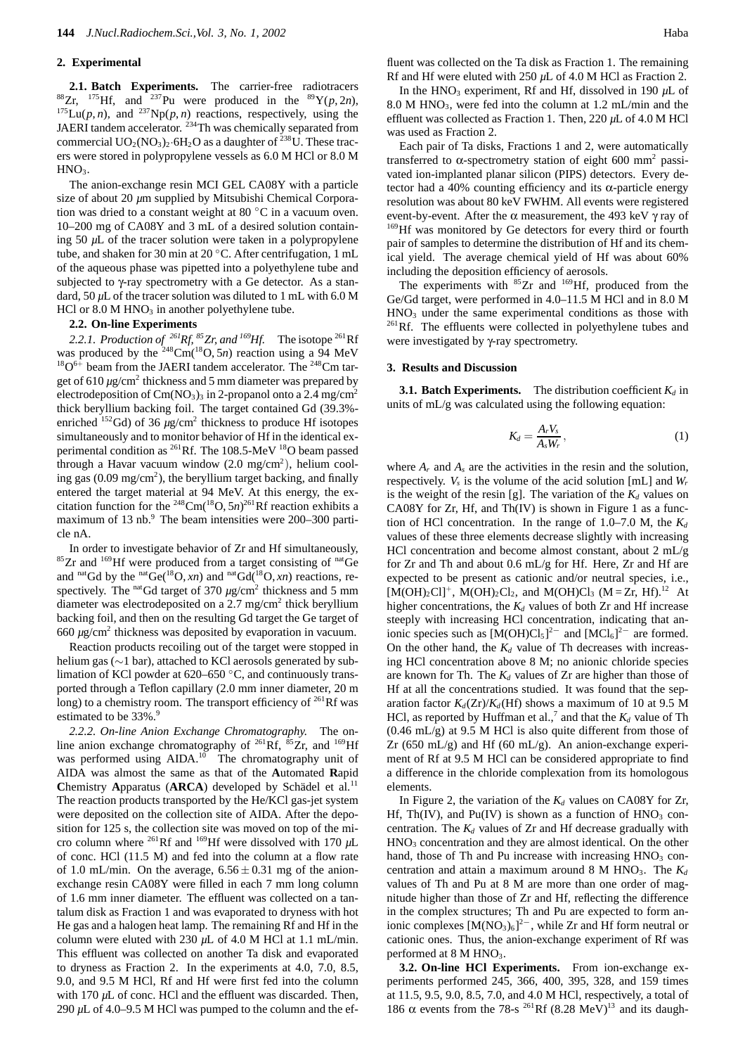## 2. Experimental

**2.1. Batch Experiments.** The carrier-free radiotracers $^{88}Zr$, $^{175}Hf$, and $^{237}Pu$ were produced in the $^{89}Y(p, 2n)$, $^{175}Lu(p, n)$, and $^{237}Np(p, n)$ reactions, respectively, using the JAERI tandem accelerator. $^{234}Th$ was chemically separated from commercial $UO_2(NO_3)_2{\cdot}6H_2O$ as a daughter of $^{238}U$. These tracers were stored in polypropylene vessels as 6.0 M HCl or 8.0 M $HNO_3$.

The anion-exchange resin MCI GEL CA08Y with a particle size of about 20 $\mu$m supplied by Mitsubishi Chemical Corporation was dried to a constant weight at 80 °C in a vacuum oven. 10–200 mg of CA08Y and 3 mL of a desired solution containing 50 $\mu$L of the tracer solution were taken in a polypropylene tube, and shaken for 30 min at 20 °C. After centrifugation, 1 mL of the aqueous phase was pipetted into a polyethylene tube and subjected to γ-ray spectrometry with a Ge detector. As a standard, 50 $\mu$L of the tracer solution was diluted to 1 mL with 6.0 M HCl or 8.0 M $HNO_3$ in another polyethylene tube.

**2.2. On-line Experiments**

*2.2.1. Production of $^{261}Rf$, $^{85}Zr$, and $^{169}Hf$.* The isotope $^{261}Rf$ was produced by the $^{248}Cm(^{18}O, 5n)$ reaction using a 94 MeV $^{18}O^{6+}$ beam from the JAERI tandem accelerator. The $^{248}Cm$ target of 610 $\mu g/cm^2$ thickness and 5 mm diameter was prepared by electrodeposition of $Cm(NO_3)_3$ in 2-propanol onto a 2.4 $mg/cm^2$ thick beryllium backing foil. The target contained Gd (39.3%-enriched $^{152}Gd$) of 36 $\mu g/cm^2$ thickness to produce Hf isotopes simultaneously and to monitor behavior of Hf in the identical experimental condition as $^{261}Rf$. The 108.5-MeV $^{18}O$ beam passed through a Havar vacuum window (2.0 $mg/cm^2$), helium cooling gas (0.09 $mg/cm^2$), the beryllium target backing, and finally entered the target material at 94 MeV. At this energy, the excitation function for the $^{248}Cm(^{18}O, 5n)^{261}Rf$ reaction exhibits a maximum of 13 nb.[9] The beam intensities were 200–300 particle nA.

In order to investigate behavior of Zr and Hf simultaneously, $^{85}Zr$ and $^{169}Hf$ were produced from a target consisting of $^{nat}Ge$ and $^{nat}Gd$ by the $^{nat}Ge(^{18}O, xn)$ and $^{nat}Gd(^{18}O, xn)$ reactions, respectively. The $^{nat}Gd$ target of 370 $\mu g/cm^2$ thickness and 5 mm diameter was electrodeposited on a 2.7 $mg/cm^2$ thick beryllium backing foil, and then on the resulting Gd target the Ge target of 660 $\mu g/cm^2$ thickness was deposited by evaporation in vacuum.

Reaction products recoiling out of the target were stopped in helium gas (~1 bar), attached to KCl aerosols generated by sublimation of KCl powder at 620–650 °C, and continuously transported through a Teflon capillary (2.0 mm inner diameter, 20 m long) to a chemistry room. The transport efficiency of $^{261}Rf$ was estimated to be 33%.[9]

*2.2.2. On-line Anion Exchange Chromatography.* The on-line anion exchange chromatography of $^{261}Rf$, $^{85}Zr$, and $^{169}Hf$ was performed using AIDA.[10] The chromatography unit of AIDA was almost the same as that of the **A**utomated **R**apid **C**hemistry **A**pparatus (**ARCA**) developed by Schädel et al.[11] The reaction products transported by the He/KCl gas-jet system were deposited on the collection site of AIDA. After the deposition for 125 s, the collection site was moved on top of the micro column where $^{261}Rf$ and $^{169}Hf$ were dissolved with 170 $\mu$L of conc. HCl (11.5 M) and fed into the column at a flow rate of 1.0 mL/min. On the average, $6.56 \pm 0.31$ mg of the anion-exchange resin CA08Y were filled in each 7 mm long column of 1.6 mm inner diameter. The effluent was collected on a tantalum disk as Fraction 1 and was evaporated to dryness with hot He gas and a halogen heat lamp. The remaining Rf and Hf in the column were eluted with 230 $\mu$L of 4.0 M HCl at 1.1 mL/min. This effluent was collected on another Ta disk and evaporated to dryness as Fraction 2. In the experiments at 4.0, 7.0, 8.5, 9.0, and 9.5 M HCl, Rf and Hf were first fed into the column with 170 $\mu$L of conc. HCl and the effluent was discarded. Then, 290 $\mu$L of 4.0–9.5 M HCl was pumped to the column and the effluent was collected on the Ta disk as Fraction 1. The remaining Rf and Hf were eluted with 250 $\mu$L of 4.0 M HCl as Fraction 2.

In the $HNO_3$ experiment, Rf and Hf, dissolved in 190 $\mu$L of 8.0 M $HNO_3$, were fed into the column at 1.2 mL/min and the effluent was collected as Fraction 1. Then, 220 $\mu$L of 4.0 M HCl was used as Fraction 2.

Each pair of Ta disks, Fractions 1 and 2, were automatically transferred to α-spectrometry station of eight 600 $mm^2$ passivated ion-implanted planar silicon (PIPS) detectors. Every detector had a 40% counting efficiency and its α-particle energy resolution was about 80 keV FWHM. All events were registered event-by-event. After the α measurement, the 493 keV γ ray of $^{169}Hf$ was monitored by Ge detectors for every third or fourth pair of samples to determine the distribution of Hf and its chemical yield. The average chemical yield of Hf was about 60% including the deposition efficiency of aerosols.

The experiments with $^{85}Zr$ and $^{169}Hf$, produced from the Ge/Gd target, were performed in 4.0–11.5 M HCl and in 8.0 M $HNO_3$ under the same experimental conditions as those with $^{261}Rf$. The effluents were collected in polyethylene tubes and were investigated by γ-ray spectrometry.

## 3. Results and Discussion

**3.1. Batch Experiments.** The distribution coefficient $K_d$ in units of mL/g was calculated using the following equation:

$$K_d = \frac{A_r V_s}{A_s W_r}, \tag{1}$$

where $A_r$ and $A_s$ are the activities in the resin and the solution, respectively. $V_s$ is the volume of the acid solution [mL] and $W_r$ is the weight of the resin [g]. The variation of the $K_d$ values on CA08Y for Zr, Hf, and Th(IV) is shown in Figure 1 as a function of HCl concentration. In the range of 1.0–7.0 M, the $K_d$ values of these three elements decrease slightly with increasing HCl concentration and become almost constant, about 2 mL/g for Zr and Th and about 0.6 mL/g for Hf. Here, Zr and Hf are expected to be present as cationic and/or neutral species, i.e., $[M(OH)_2Cl]^+$, $M(OH)_2Cl_2$, and $M(OH)Cl_3$ (M = Zr, Hf).[12] At higher concentrations, the $K_d$ values of both Zr and Hf increase steeply with increasing HCl concentration, indicating that anionic species such as $[M(OH)Cl_5]^{2-}$ and $[MCl_6]^{2-}$ are formed. On the other hand, the $K_d$ value of Th decreases with increasing HCl concentration above 8 M; no anionic chloride species are known for Th. The $K_d$ values of Zr are higher than those of Hf at all the concentrations studied. It was found that the separation factor $K_d(Zr)/K_d(Hf)$ shows a maximum of 10 at 9.5 M HCl, as reported by Huffman et al.,[7] and that the $K_d$ value of Th (0.46 mL/g) at 9.5 M HCl is also quite different from those of Zr (650 mL/g) and Hf (60 mL/g). An anion-exchange experiment of Rf at 9.5 M HCl can be considered appropriate to find a difference in the chloride complexation from its homologous elements.

In Figure 2, the variation of the $K_d$ values on CA08Y for Zr, Hf, Th(IV), and Pu(IV) is shown as a function of $HNO_3$ concentration. The $K_d$ values of Zr and Hf decrease gradually with $HNO_3$ concentration and they are almost identical. On the other hand, those of Th and Pu increase with increasing $HNO_3$ concentration and attain a maximum around 8 M $HNO_3$. The $K_d$ values of Th and Pu at 8 M are more than one order of magnitude higher than those of Zr and Hf, reflecting the difference in the complex structures; Th and Pu are expected to form anionic complexes $[M(NO_3)_6]^{2-}$, while Zr and Hf form neutral or cationic ones. Thus, the anion-exchange experiment of Rf was performed at 8 M $HNO_3$.

**3.2. On-line HCl Experiments.** From ion-exchange experiments performed 245, 366, 400, 395, 328, and 159 times at 11.5, 9.5, 9.0, 8.5, 7.0, and 4.0 M HCl, respectively, a total of 186 α events from the 78-s $^{261}Rf$ (8.28 MeV)[13] and its daugh-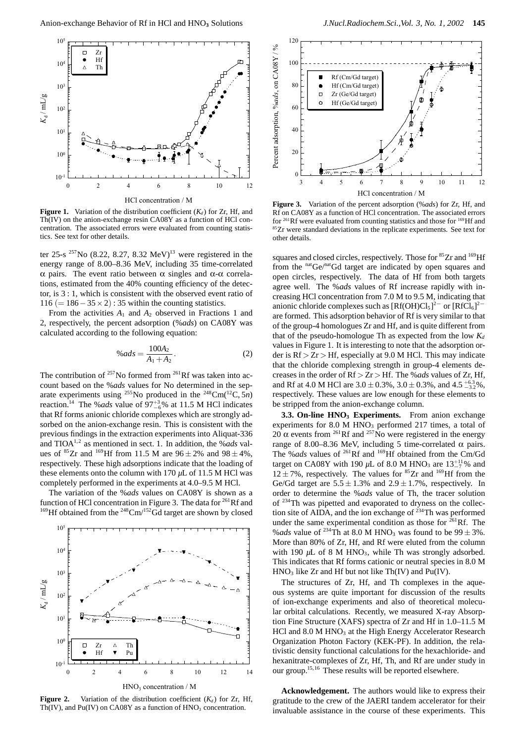**Figure 1.** Variation of the distribution coefficient ($K_d$) for Zr, Hf, and Th(IV) on the anion-exchange resin CA08Y as a function of HCl concentration. The associated errors were evaluated from counting statistics. See text for other details.

ter 25-s $^{257}$No (8.22, 8.27, 8.32 MeV)[13] were registered in the energy range of 8.00–8.36 MeV, including 35 time-correlated α pairs. The event ratio between α singles and α-α correlations, estimated from the 40% counting efficiency of the detector, is 3 : 1, which is consistent with the observed event ratio of 116 $(= 186 - 35 \times 2)$ : 35 within the counting statistics.

From the activities $A_1$ and $A_2$ observed in Fractions 1 and 2, respectively, the percent adsorption (%*ads*) on CA08Y was calculated according to the following equation:

$$\%ads = \frac{100A_2}{A_1 + A_2}. \quad (2)$$

The contribution of $^{257}$No formed from $^{261}$Rf was taken into account based on the %*ads* values for No determined in the separate experiments using $^{255}$No produced in the $^{248}$Cm($^{12}$C, 5*n*) reaction.[14] The %*ads* value of $97^{+3}_{-6}$% at 11.5 M HCl indicates that Rf forms anionic chloride complexes which are strongly adsorbed on the anion-exchange resin. This is consistent with the previous findings in the extraction experiments into Aliquat-336 and TIOA[1,2] as mentioned in sect. 1. In addition, the %*ads* values of $^{85}$Zr and $^{169}$Hf from 11.5 M are $96 \pm 2$% and $98 \pm 4$%, respectively. These high adsorptions indicate that the loading of these elements onto the column with 170 μL of 11.5 M HCl was completely performed in the experiments at 4.0–9.5 M HCl.

The variation of the %*ads* values on CA08Y is shown as a function of HCl concentration in Figure 3. The data for $^{261}$Rf and $^{169}$Hf obtained from the $^{248}$Cm/$^{152}$Gd target are shown by closed squares and closed circles, respectively. Those for $^{85}$Zr and $^{169}$Hf from the $^{nat}$Ge/$^{nat}$Gd target are indicated by open squares and open circles, respectively. The data of Hf from both targets agree well. The %*ads* values of Rf increase rapidly with increasing HCl concentration from 7.0 M to 9.5 M, indicating that anionic chloride complexes such as $[Rf(OH)Cl_5]^{2-}$ or $[RfCl_6]^{2-}$ are formed. This adsorption behavior of Rf is very similar to that of the group-4 homologues Zr and Hf, and is quite different from that of the pseudo-homologue Th as expected from the low $K_d$ values in Figure 1. It is interesting to note that the adsorption order is Rf > Zr > Hf, especially at 9.0 M HCl. This may indicate that the chloride complexing strength in group-4 elements decreases in the order of Rf > Zr > Hf. The %*ads* values of Zr, Hf, and Rf at 4.0 M HCl are $3.0 \pm 0.3$%, $3.0 \pm 0.3$%, and $4.5^{+6.3}_{-3.2}$%, respectively. These values are low enough for these elements to be stripped from the anion-exchange column.

**Figure 2.** Variation of the distribution coefficient ($K_d$) for Zr, Hf, Th(IV), and Pu(IV) on CA08Y as a function of $HNO_3$ concentration.

**Figure 3.** Variation of the percent adsorption (%*ads*) for Zr, Hf, and Rf on CA08Y as a function of HCl concentration. The associated errors for $^{261}$Rf were evaluated from counting statistics and those for $^{169}$Hf and $^{85}$Zr were standard deviations in the replicate experiments. See text for other details.

**3.3. On-line $HNO_3$ Experiments.** From anion exchange experiments for 8.0 M $HNO_3$ performed 217 times, a total of 20 α events from $^{261}$Rf and $^{257}$No were registered in the energy range of 8.00–8.36 MeV, including 5 time-correlated α pairs. The %*ads* values of $^{261}$Rf and $^{169}$Hf obtained from the Cm/Gd target on CA08Y with 190 μL of 8.0 M $HNO_3$ are $13^{+11}_{-7}$% and $12 \pm 7$%, respectively. The values for $^{85}$Zr and $^{169}$Hf from the Ge/Gd target are $5.5 \pm 1.3$% and $2.9 \pm 1.7$%, respectively. In order to determine the %*ads* value of Th, the tracer solution of $^{234}$Th was pipetted and evaporated to dryness on the collection site of AIDA, and the ion exchange of $^{234}$Th was performed under the same experimental condition as those for $^{261}$Rf. The %*ads* value of $^{234}$Th at 8.0 M $HNO_3$ was found to be $99 \pm 3$%. More than 80% of Zr, Hf, and Rf were eluted from the column with 190 μL of 8 M $HNO_3$, while Th was strongly adsorbed. This indicates that Rf forms cationic or neutral species in 8.0 M $HNO_3$ like Zr and Hf but not like Th(IV) and Pu(IV).

The structures of Zr, Hf, and Th complexes in the aqueous systems are quite important for discussion of the results of ion-exchange experiments and also of theoretical molecular orbital calculations. Recently, we measured X-ray Absorption Fine Structure (XAFS) spectra of Zr and Hf in 1.0–11.5 M HCl and 8.0 M $HNO_3$ at the High Energy Accelerator Research Organization Photon Factory (KEK-PF). In addition, the relativistic density functional calculations for the hexachloride- and hexanitrate-complexes of Zr, Hf, Th, and Rf are under study in our group.[15,16] These results will be reported elsewhere.

**Acknowledgement.** The authors would like to express their gratitude to the crew of the JAERI tandem accelerator for their invaluable assistance in the course of these experiments. This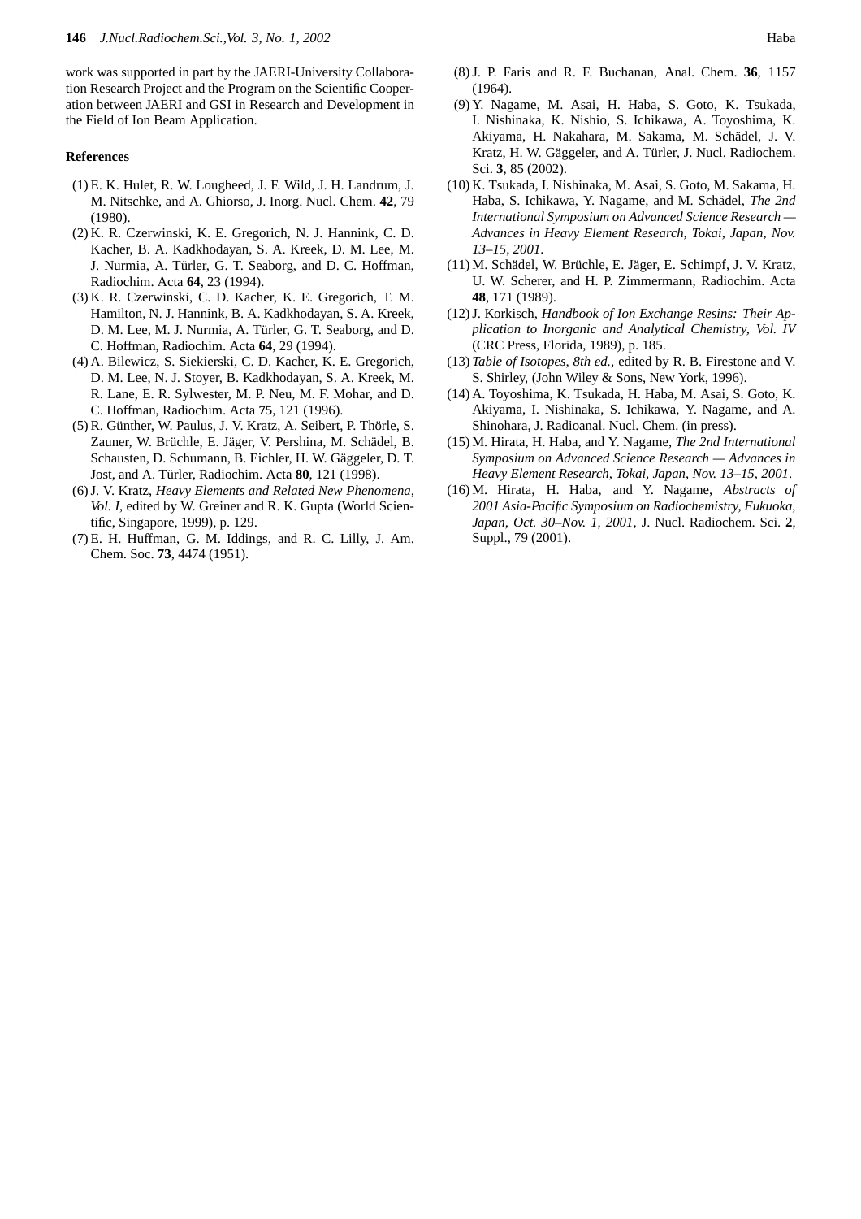work was supported in part by the JAERI-University Collaboration Research Project and the Program on the Scientific Cooperation between JAERI and GSI in Research and Development in the Field of Ion Beam Application.

### References

(1) E. K. Hulet, R. W. Lougheed, J. F. Wild, J. H. Landrum, J. M. Nitschke, and A. Ghiorso, J. Inorg. Nucl. Chem. **42**, 79 (1980).

(2) K. R. Czerwinski, K. E. Gregorich, N. J. Hannink, C. D. Kacher, B. A. Kadkhodayan, S. A. Kreek, D. M. Lee, M. J. Nurmia, A. Türler, G. T. Seaborg, and D. C. Hoffman, Radiochim. Acta **64**, 23 (1994).

(3) K. R. Czerwinski, C. D. Kacher, K. E. Gregorich, T. M. Hamilton, N. J. Hannink, B. A. Kadkhodayan, S. A. Kreek, D. M. Lee, M. J. Nurmia, A. Türler, G. T. Seaborg, and D. C. Hoffman, Radiochim. Acta **64**, 29 (1994).

(4) A. Bilewicz, S. Siekierski, C. D. Kacher, K. E. Gregorich, D. M. Lee, N. J. Stoyer, B. Kadkhodayan, S. A. Kreek, M. R. Lane, E. R. Sylwester, M. P. Neu, M. F. Mohar, and D. C. Hoffman, Radiochim. Acta **75**, 121 (1996).

(5) R. Günther, W. Paulus, J. V. Kratz, A. Seibert, P. Thörle, S. Zauner, W. Brüchle, E. Jäger, V. Pershina, M. Schädel, B. Schausten, D. Schumann, B. Eichler, H. W. Gäggeler, D. T. Jost, and A. Türler, Radiochim. Acta **80**, 121 (1998).

(6) J. V. Kratz, *Heavy Elements and Related New Phenomena, Vol. I*, edited by W. Greiner and R. K. Gupta (World Scientific, Singapore, 1999), p. 129.

(7) E. H. Huffman, G. M. Iddings, and R. C. Lilly, J. Am. Chem. Soc. **73**, 4474 (1951).

(8) J. P. Faris and R. F. Buchanan, Anal. Chem. **36**, 1157 (1964).

(9) Y. Nagame, M. Asai, H. Haba, S. Goto, K. Tsukada, I. Nishinaka, K. Nishio, S. Ichikawa, A. Toyoshima, K. Akiyama, H. Nakahara, M. Sakama, M. Schädel, J. V. Kratz, H. W. Gäggeler, and A. Türler, J. Nucl. Radiochem. Sci. **3**, 85 (2002).

(10) K. Tsukada, I. Nishinaka, M. Asai, S. Goto, M. Sakama, H. Haba, S. Ichikawa, Y. Nagame, and M. Schädel, *The 2nd International Symposium on Advanced Science Research — Advances in Heavy Element Research, Tokai, Japan, Nov. 13–15, 2001*.

(11) M. Schädel, W. Brüchle, E. Jäger, E. Schimpf, J. V. Kratz, U. W. Scherer, and H. P. Zimmermann, Radiochim. Acta **48**, 171 (1989).

(12) J. Korkisch, *Handbook of Ion Exchange Resins: Their Application to Inorganic and Analytical Chemistry, Vol. IV* (CRC Press, Florida, 1989), p. 185.

(13) *Table of Isotopes, 8th ed.*, edited by R. B. Firestone and V. S. Shirley, (John Wiley & Sons, New York, 1996).

(14) A. Toyoshima, K. Tsukada, H. Haba, M. Asai, S. Goto, K. Akiyama, I. Nishinaka, S. Ichikawa, Y. Nagame, and A. Shinohara, J. Radioanal. Nucl. Chem. (in press).

(15) M. Hirata, H. Haba, and Y. Nagame, *The 2nd International Symposium on Advanced Science Research — Advances in Heavy Element Research, Tokai, Japan, Nov. 13–15, 2001*.

(16) M. Hirata, H. Haba, and Y. Nagame, *Abstracts of 2001 Asia-Pacific Symposium on Radiochemistry, Fukuoka, Japan, Oct. 30–Nov. 1, 2001*, J. Nucl. Radiochem. Sci. **2**, Suppl., 79 (2001).